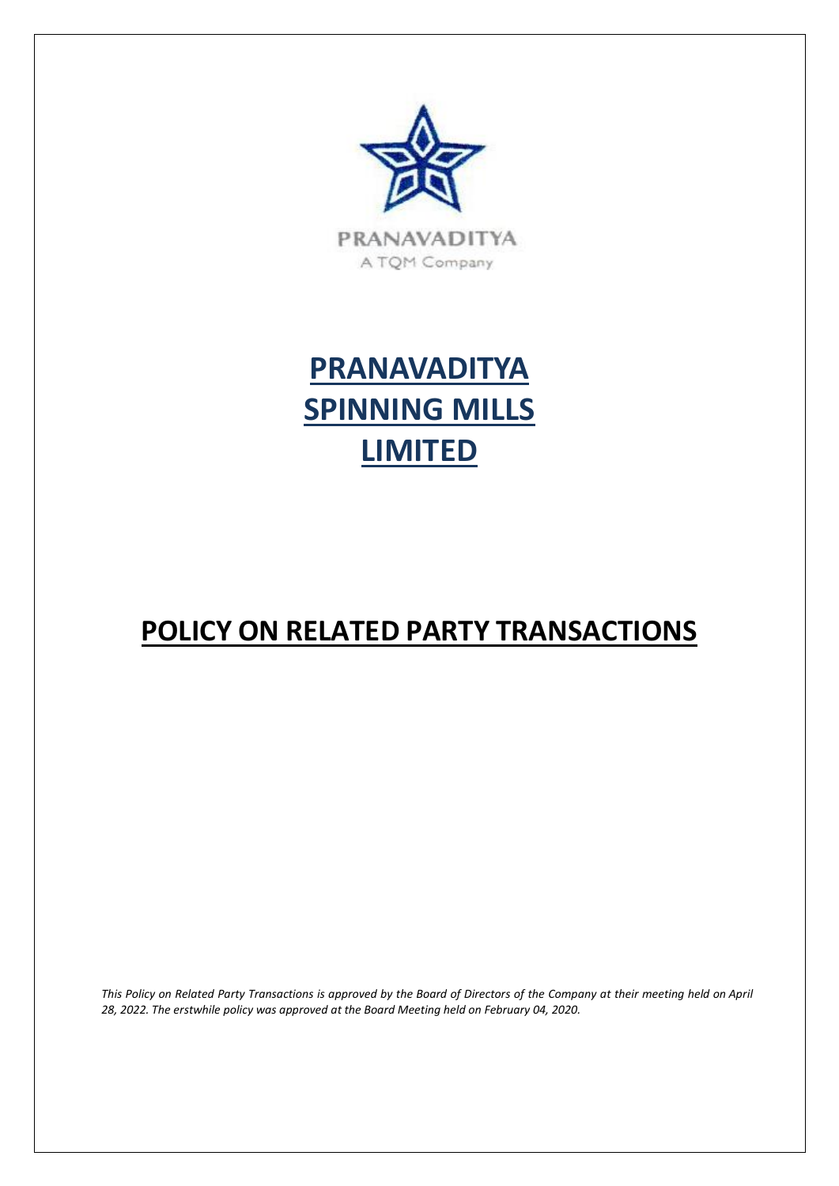PRANAVADITYA

A TQM Company

# PRANAVADITYA SPINNING MILLS LIMITED

# POLICY ON RELATED PARTY TRANSACTIONS

*This Policy on Related Party Transactions is approved by the Board of Directors of the Company at their meeting held on April 28, 2022. The erstwhile policy was approved at the Board Meeting held on February 04, 2020.*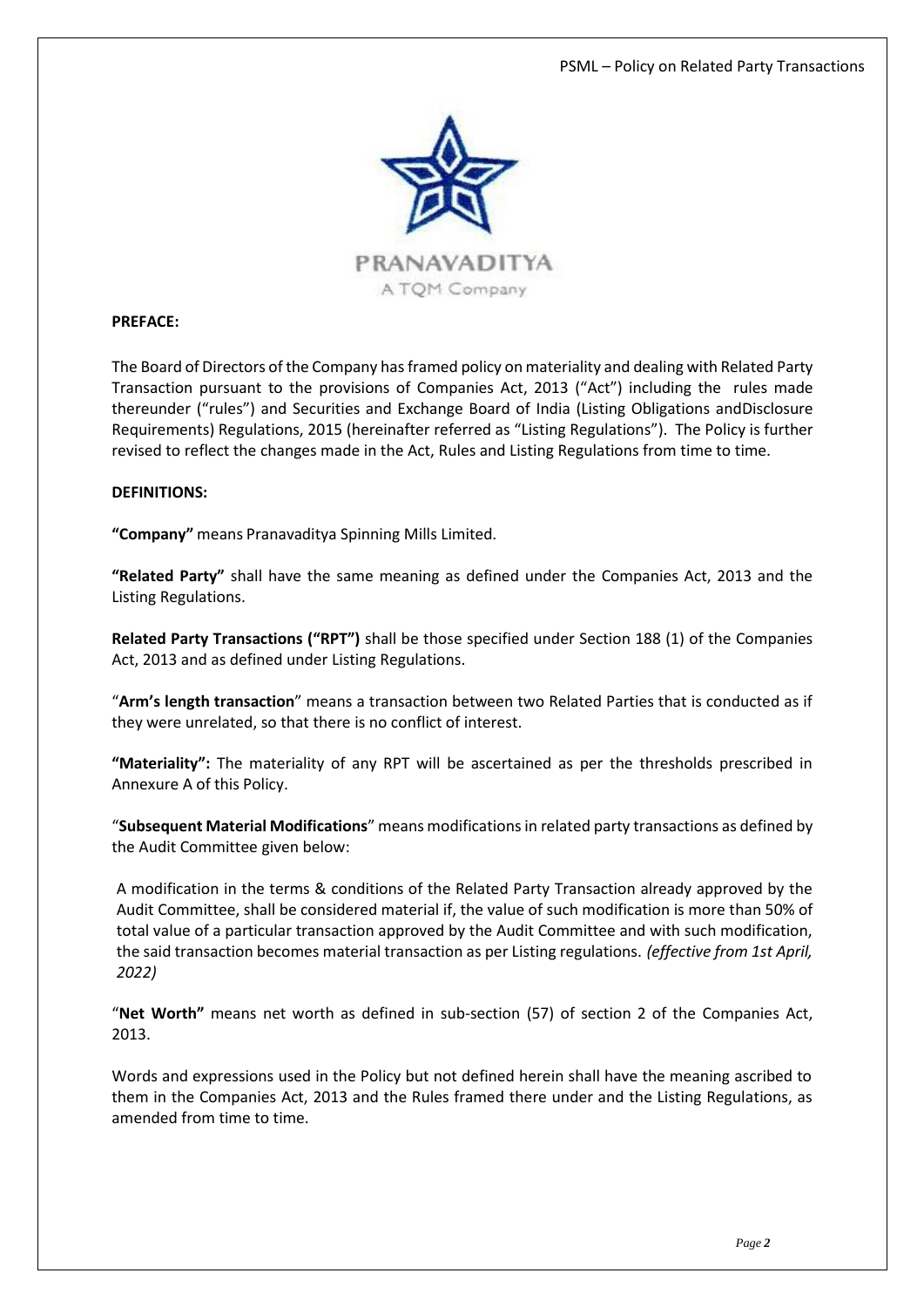PRANAVADITYA
A TQM Company

**PREFACE:**

The Board of Directors of the Company has framed policy on materiality and dealing with Related Party Transaction pursuant to the provisions of Companies Act, 2013 ("Act") including the rules made thereunder ("rules") and Securities and Exchange Board of India (Listing Obligations andDisclosure Requirements) Regulations, 2015 (hereinafter referred as "Listing Regulations"). The Policy is further revised to reflect the changes made in the Act, Rules and Listing Regulations from time to time.

**DEFINITIONS:**

**"Company"** means Pranavaditya Spinning Mills Limited.

**"Related Party"** shall have the same meaning as defined under the Companies Act, 2013 and the Listing Regulations.

**Related Party Transactions ("RPT")** shall be those specified under Section 188 (1) of the Companies Act, 2013 and as defined under Listing Regulations.

"**Arm's length transaction**" means a transaction between two Related Parties that is conducted as if they were unrelated, so that there is no conflict of interest.

**"Materiality":** The materiality of any RPT will be ascertained as per the thresholds prescribed in Annexure A of this Policy.

"**Subsequent Material Modifications**" means modifications in related party transactions as defined by the Audit Committee given below:

A modification in the terms & conditions of the Related Party Transaction already approved by the Audit Committee, shall be considered material if, the value of such modification is more than 50% of total value of a particular transaction approved by the Audit Committee and with such modification, the said transaction becomes material transaction as per Listing regulations. *(effective from 1st April, 2022)*

"**Net Worth"** means net worth as defined in sub-section (57) of section 2 of the Companies Act, 2013.

Words and expressions used in the Policy but not defined herein shall have the meaning ascribed to them in the Companies Act, 2013 and the Rules framed there under and the Listing Regulations, as amended from time to time.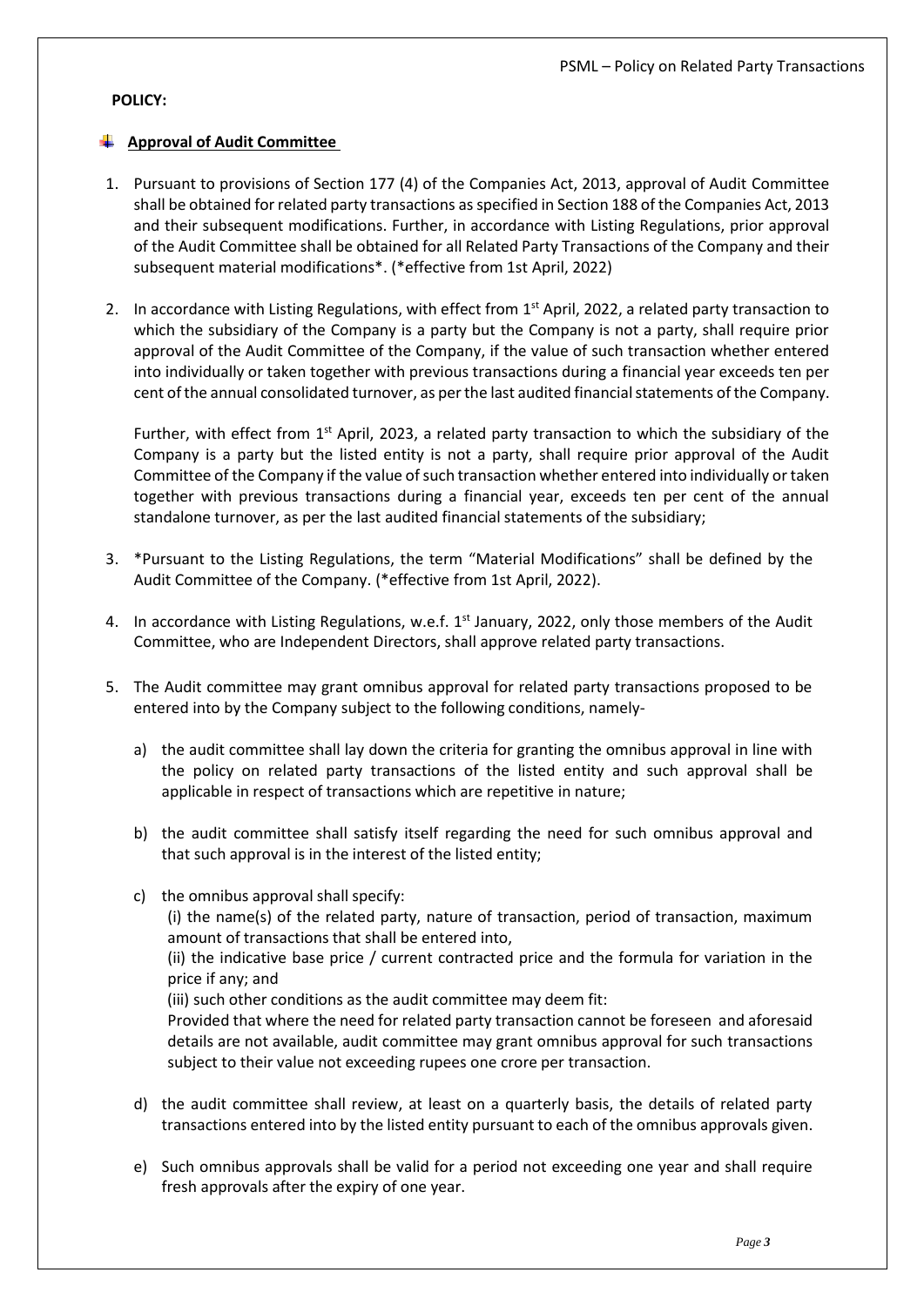**POLICY:**

## **Approval of Audit Committee**

1. Pursuant to provisions of Section 177 (4) of the Companies Act, 2013, approval of Audit Committee shall be obtained for related party transactions as specified in Section 188 of the Companies Act, 2013 and their subsequent modifications. Further, in accordance with Listing Regulations, prior approval of the Audit Committee shall be obtained for all Related Party Transactions of the Company and their subsequent material modifications*. (*effective from 1st April, 2022)

2. In accordance with Listing Regulations, with effect from 1st April, 2022, a related party transaction to which the subsidiary of the Company is a party but the Company is not a party, shall require prior approval of the Audit Committee of the Company, if the value of such transaction whether entered into individually or taken together with previous transactions during a financial year exceeds ten per cent of the annual consolidated turnover, as per the last audited financial statements of the Company.

   Further, with effect from 1st April, 2023, a related party transaction to which the subsidiary of the Company is a party but the listed entity is not a party, shall require prior approval of the Audit Committee of the Company if the value of such transaction whether entered into individually or taken together with previous transactions during a financial year, exceeds ten per cent of the annual standalone turnover, as per the last audited financial statements of the subsidiary;

3. *Pursuant to the Listing Regulations, the term "Material Modifications" shall be defined by the Audit Committee of the Company. (*effective from 1st April, 2022).

4. In accordance with Listing Regulations, w.e.f. 1st January, 2022, only those members of the Audit Committee, who are Independent Directors, shall approve related party transactions.

5. The Audit committee may grant omnibus approval for related party transactions proposed to be entered into by the Company subject to the following conditions, namely-

   a) the audit committee shall lay down the criteria for granting the omnibus approval in line with the policy on related party transactions of the listed entity and such approval shall be applicable in respect of transactions which are repetitive in nature;

   b) the audit committee shall satisfy itself regarding the need for such omnibus approval and that such approval is in the interest of the listed entity;

   c) the omnibus approval shall specify:
      (i) the name(s) of the related party, nature of transaction, period of transaction, maximum amount of transactions that shall be entered into,
      (ii) the indicative base price / current contracted price and the formula for variation in the price if any; and
      (iii) such other conditions as the audit committee may deem fit:
      Provided that where the need for related party transaction cannot be foreseen and aforesaid details are not available, audit committee may grant omnibus approval for such transactions subject to their value not exceeding rupees one crore per transaction.

   d) the audit committee shall review, at least on a quarterly basis, the details of related party transactions entered into by the listed entity pursuant to each of the omnibus approvals given.

   e) Such omnibus approvals shall be valid for a period not exceeding one year and shall require fresh approvals after the expiry of one year.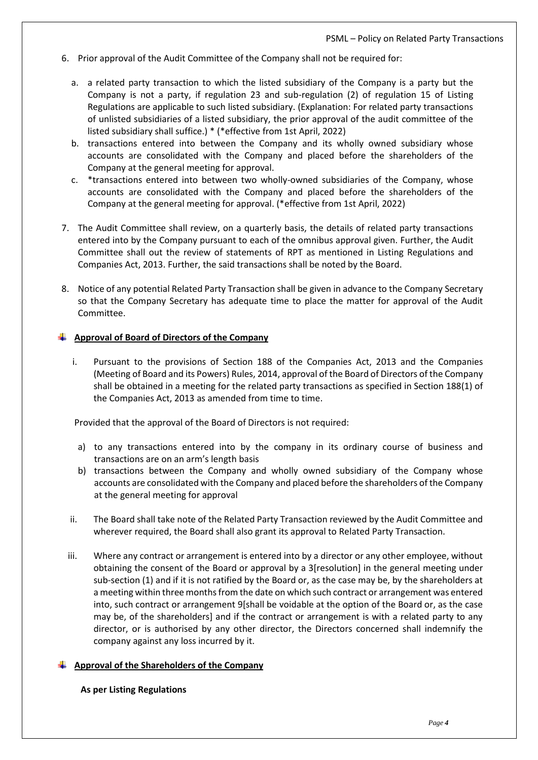6. Prior approval of the Audit Committee of the Company shall not be required for:

   a. a related party transaction to which the listed subsidiary of the Company is a party but the Company is not a party, if regulation 23 and sub-regulation (2) of regulation 15 of Listing Regulations are applicable to such listed subsidiary. (Explanation: For related party transactions of unlisted subsidiaries of a listed subsidiary, the prior approval of the audit committee of the listed subsidiary shall suffice.) * (*effective from 1st April, 2022)
   b. transactions entered into between the Company and its wholly owned subsidiary whose accounts are consolidated with the Company and placed before the shareholders of the Company at the general meeting for approval.
   c. *transactions entered into between two wholly-owned subsidiaries of the Company, whose accounts are consolidated with the Company and placed before the shareholders of the Company at the general meeting for approval. (*effective from 1st April, 2022)

7. The Audit Committee shall review, on a quarterly basis, the details of related party transactions entered into by the Company pursuant to each of the omnibus approval given. Further, the Audit Committee shall out the review of statements of RPT as mentioned in Listing Regulations and Companies Act, 2013. Further, the said transactions shall be noted by the Board.

8. Notice of any potential Related Party Transaction shall be given in advance to the Company Secretary so that the Company Secretary has adequate time to place the matter for approval of the Audit Committee.

**Approval of Board of Directors of the Company**

i. Pursuant to the provisions of Section 188 of the Companies Act, 2013 and the Companies (Meeting of Board and its Powers) Rules, 2014, approval of the Board of Directors of the Company shall be obtained in a meeting for the related party transactions as specified in Section 188(1) of the Companies Act, 2013 as amended from time to time.

   Provided that the approval of the Board of Directors is not required:

   a) to any transactions entered into by the company in its ordinary course of business and transactions are on an arm's length basis
   b) transactions between the Company and wholly owned subsidiary of the Company whose accounts are consolidated with the Company and placed before the shareholders of the Company at the general meeting for approval

ii. The Board shall take note of the Related Party Transaction reviewed by the Audit Committee and wherever required, the Board shall also grant its approval to Related Party Transaction.

iii. Where any contract or arrangement is entered into by a director or any other employee, without obtaining the consent of the Board or approval by a 3[resolution] in the general meeting under sub-section (1) and if it is not ratified by the Board or, as the case may be, by the shareholders at a meeting within three months from the date on which such contract or arrangement was entered into, such contract or arrangement 9[shall be voidable at the option of the Board or, as the case may be, of the shareholders] and if the contract or arrangement is with a related party to any director, or is authorised by any other director, the Directors concerned shall indemnify the company against any loss incurred by it.

**Approval of the Shareholders of the Company**

**As per Listing Regulations**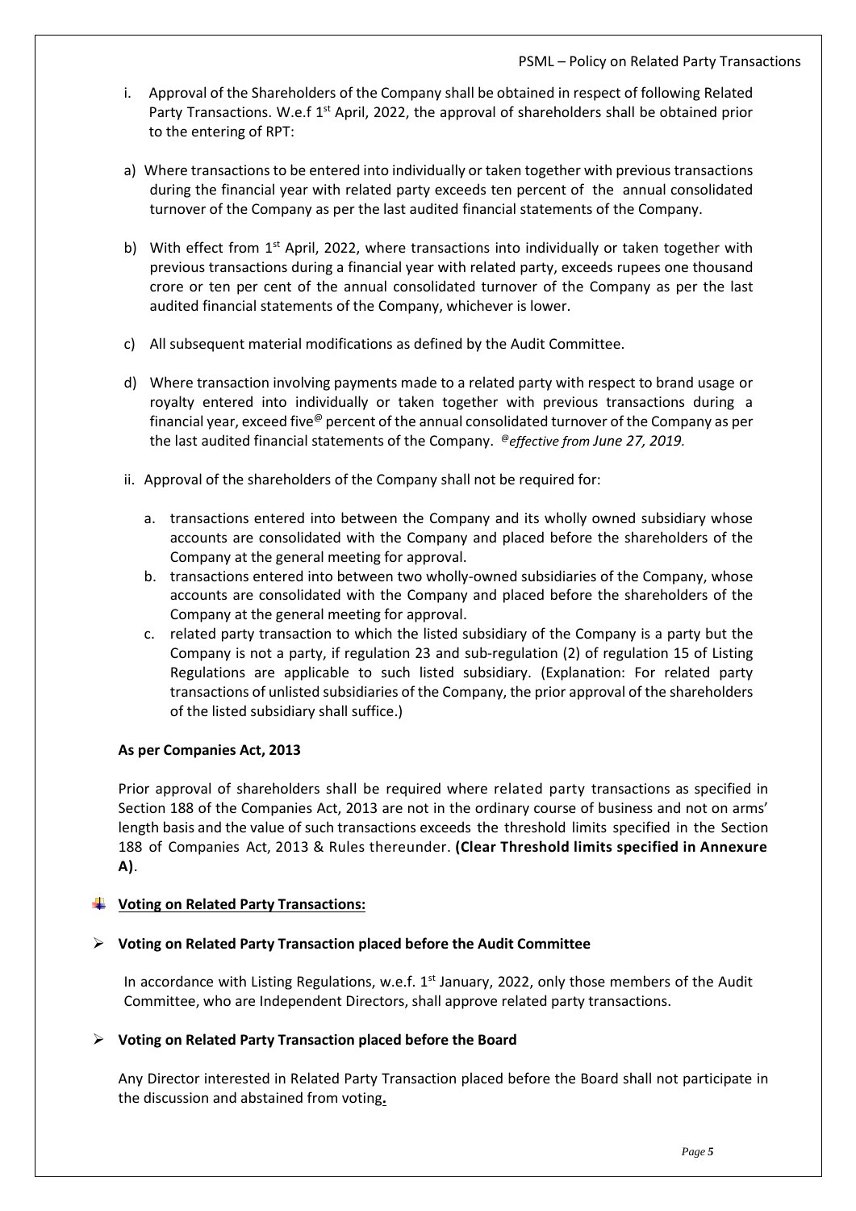i. Approval of the Shareholders of the Company shall be obtained in respect of following Related Party Transactions. W.e.f 1st April, 2022, the approval of shareholders shall be obtained prior to the entering of RPT:

a) Where transactions to be entered into individually or taken together with previous transactions during the financial year with related party exceeds ten percent of the annual consolidated turnover of the Company as per the last audited financial statements of the Company.

b) With effect from 1st April, 2022, where transactions into individually or taken together with previous transactions during a financial year with related party, exceeds rupees one thousand crore or ten per cent of the annual consolidated turnover of the Company as per the last audited financial statements of the Company, whichever is lower.

c) All subsequent material modifications as defined by the Audit Committee.

d) Where transaction involving payments made to a related party with respect to brand usage or royalty entered into individually or taken together with previous transactions during a financial year, exceed five@ percent of the annual consolidated turnover of the Company as per the last audited financial statements of the Company. *@effective from June 27, 2019.*

ii. Approval of the shareholders of the Company shall not be required for:

   a. transactions entered into between the Company and its wholly owned subsidiary whose accounts are consolidated with the Company and placed before the shareholders of the Company at the general meeting for approval.
   b. transactions entered into between two wholly-owned subsidiaries of the Company, whose accounts are consolidated with the Company and placed before the shareholders of the Company at the general meeting for approval.
   c. related party transaction to which the listed subsidiary of the Company is a party but the Company is not a party, if regulation 23 and sub-regulation (2) of regulation 15 of Listing Regulations are applicable to such listed subsidiary. (Explanation: For related party transactions of unlisted subsidiaries of the Company, the prior approval of the shareholders of the listed subsidiary shall suffice.)

**As per Companies Act, 2013**

Prior approval of shareholders shall be required where related party transactions as specified in Section 188 of the Companies Act, 2013 are not in the ordinary course of business and not on arms' length basis and the value of such transactions exceeds the threshold limits specified in the Section 188 of Companies Act, 2013 & Rules thereunder. **(Clear Threshold limits specified in Annexure A)**.

**Voting on Related Party Transactions:**

- **Voting on Related Party Transaction placed before the Audit Committee**

  In accordance with Listing Regulations, w.e.f. 1st January, 2022, only those members of the Audit Committee, who are Independent Directors, shall approve related party transactions.

- **Voting on Related Party Transaction placed before the Board**

  Any Director interested in Related Party Transaction placed before the Board shall not participate in the discussion and abstained from voting.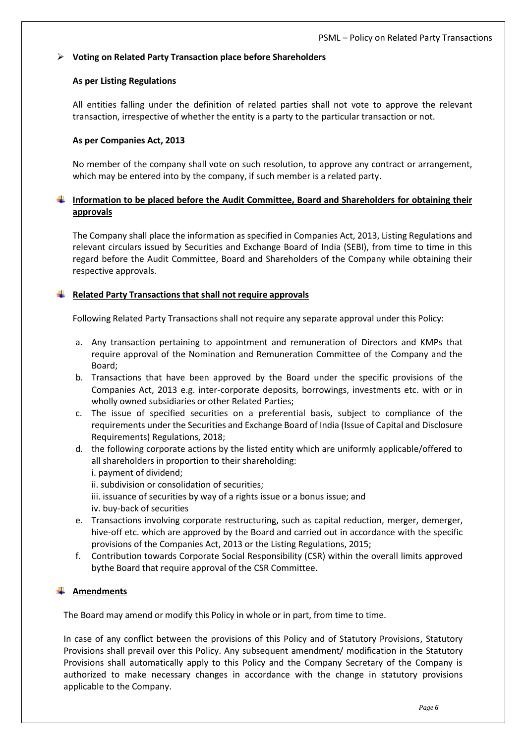- **Voting on Related Party Transaction place before Shareholders**

**As per Listing Regulations**

All entities falling under the definition of related parties shall not vote to approve the relevant transaction, irrespective of whether the entity is a party to the particular transaction or not.

**As per Companies Act, 2013**

No member of the company shall vote on such resolution, to approve any contract or arrangement, which may be entered into by the company, if such member is a related party.

## **Information to be placed before the Audit Committee, Board and Shareholders for obtaining their approvals**

The Company shall place the information as specified in Companies Act, 2013, Listing Regulations and relevant circulars issued by Securities and Exchange Board of India (SEBI), from time to time in this regard before the Audit Committee, Board and Shareholders of the Company while obtaining their respective approvals.

## **Related Party Transactions that shall not require approvals**

Following Related Party Transactions shall not require any separate approval under this Policy:

a. Any transaction pertaining to appointment and remuneration of Directors and KMPs that require approval of the Nomination and Remuneration Committee of the Company and the Board;
b. Transactions that have been approved by the Board under the specific provisions of the Companies Act, 2013 e.g. inter-corporate deposits, borrowings, investments etc. with or in wholly owned subsidiaries or other Related Parties;
c. The issue of specified securities on a preferential basis, subject to compliance of the requirements under the Securities and Exchange Board of India (Issue of Capital and Disclosure Requirements) Regulations, 2018;
d. the following corporate actions by the listed entity which are uniformly applicable/offered to all shareholders in proportion to their shareholding:
   i. payment of dividend;
   ii. subdivision or consolidation of securities;
   iii. issuance of securities by way of a rights issue or a bonus issue; and
   iv. buy-back of securities
e. Transactions involving corporate restructuring, such as capital reduction, merger, demerger, hive-off etc. which are approved by the Board and carried out in accordance with the specific provisions of the Companies Act, 2013 or the Listing Regulations, 2015;
f. Contribution towards Corporate Social Responsibility (CSR) within the overall limits approved bythe Board that require approval of the CSR Committee.

## **Amendments**

The Board may amend or modify this Policy in whole or in part, from time to time.

In case of any conflict between the provisions of this Policy and of Statutory Provisions, Statutory Provisions shall prevail over this Policy. Any subsequent amendment/ modification in the Statutory Provisions shall automatically apply to this Policy and the Company Secretary of the Company is authorized to make necessary changes in accordance with the change in statutory provisions applicable to the Company.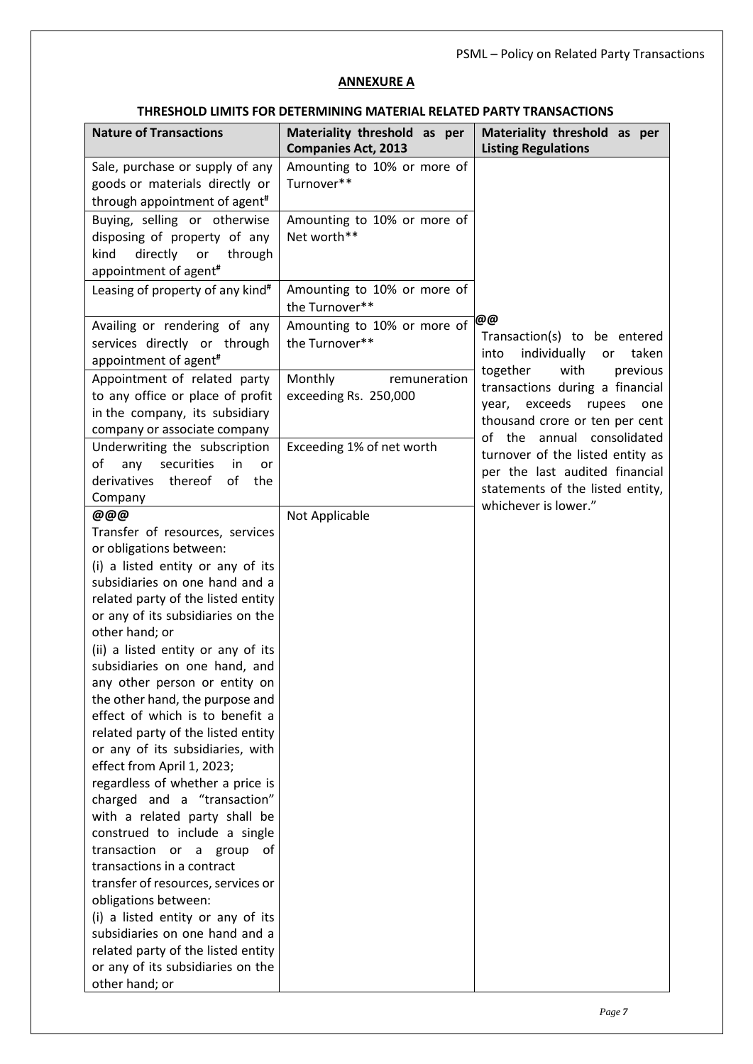## ANNEXURE A

### THRESHOLD LIMITS FOR DETERMINING MATERIAL RELATED PARTY TRANSACTIONS

| Nature of Transactions | Materiality threshold as per Companies Act, 2013 | Materiality threshold as per Listing Regulations |
|---|---|---|
| Sale, purchase or supply of any goods or materials directly or through appointment of agent# | Amounting to 10% or more of Turnover** | @@ Transaction(s) to be entered into individually or taken together with previous transactions during a financial year, exceeds rupees one thousand crore or ten per cent of the annual consolidated turnover of the listed entity as per the last audited financial statements of the listed entity, whichever is lower." |
| Buying, selling or otherwise disposing of property of any kind directly or through appointment of agent# | Amounting to 10% or more of Net worth** | |
| Leasing of property of any kind# | Amounting to 10% or more of the Turnover** | |
| Availing or rendering of any services directly or through appointment of agent# | Amounting to 10% or more of the Turnover** | |
| Appointment of related party to any office or place of profit in the company, its subsidiary company or associate company | Monthly remuneration exceeding Rs. 250,000 | |
| Underwriting the subscription of any securities in or derivatives thereof of the Company | Exceeding 1% of net worth | |
| @@@ Transfer of resources, services or obligations between: (i) a listed entity or any of its subsidiaries on one hand and a related party of the listed entity or any of its subsidiaries on the other hand; or (ii) a listed entity or any of its subsidiaries on one hand, and any other person or entity on the other hand, the purpose and effect of which is to benefit a related party of the listed entity or any of its subsidiaries, with effect from April 1, 2023; regardless of whether a price is charged and a "transaction" with a related party shall be construed to include a single transaction or a group of transactions in a contract transfer of resources, services or obligations between: (i) a listed entity or any of its subsidiaries on one hand and a related party of the listed entity or any of its subsidiaries on the other hand; or | Not Applicable | |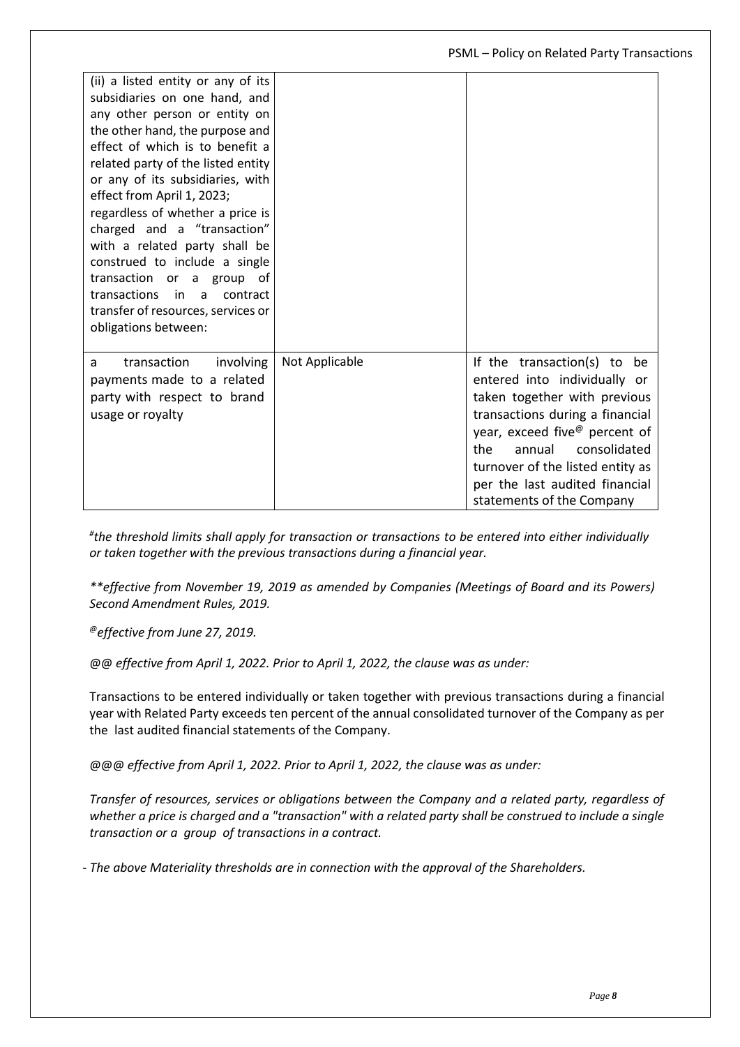| | | |
|---|---|---|
| (ii) a listed entity or any of its subsidiaries on one hand, and any other person or entity on the other hand, the purpose and effect of which is to benefit a related party of the listed entity or any of its subsidiaries, with effect from April 1, 2023; regardless of whether a price is charged and a "transaction" with a related party shall be construed to include a single transaction or a group of transactions in a contract transfer of resources, services or obligations between: | | |
| a transaction involving payments made to a related party with respect to brand usage or royalty | Not Applicable | If the transaction(s) to be entered into individually or taken together with previous transactions during a financial year, exceed five[@] percent of the annual consolidated turnover of the listed entity as per the last audited financial statements of the Company |

*[#]the threshold limits shall apply for transaction or transactions to be entered into either individually or taken together with the previous transactions during a financial year.*

*\*\*effective from November 19, 2019 as amended by Companies (Meetings of Board and its Powers) Second Amendment Rules, 2019.*

*[@]effective from June 27, 2019.*

*@@ effective from April 1, 2022. Prior to April 1, 2022, the clause was as under:*

Transactions to be entered individually or taken together with previous transactions during a financial year with Related Party exceeds ten percent of the annual consolidated turnover of the Company as per the last audited financial statements of the Company.

*@@@ effective from April 1, 2022. Prior to April 1, 2022, the clause was as under:*

*Transfer of resources, services or obligations between the Company and a related party, regardless of whether a price is charged and a "transaction" with a related party shall be construed to include a single transaction or a group of transactions in a contract.*

*- The above Materiality thresholds are in connection with the approval of the Shareholders.*